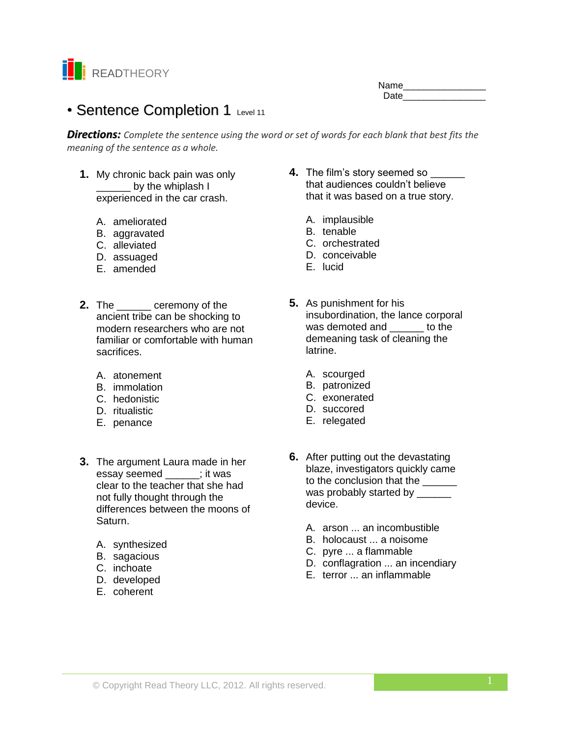READTHEORY

Name_______________
Date_______________

# • Sentence Completion 1 Level 11

***Directions:*** *Complete the sentence using the word or set of words for each blank that best fits the meaning of the sentence as a whole.*

**1.** My chronic back pain was only ______ by the whiplash I experienced in the car crash.

A. ameliorated
B. aggravated
C. alleviated
D. assuaged
E. amended

**2.** The ______ ceremony of the ancient tribe can be shocking to modern researchers who are not familiar or comfortable with human sacrifices.

A. atonement
B. immolation
C. hedonistic
D. ritualistic
E. penance

**3.** The argument Laura made in her essay seemed ______; it was clear to the teacher that she had not fully thought through the differences between the moons of Saturn.

A. synthesized
B. sagacious
C. inchoate
D. developed
E. coherent

**4.** The film's story seemed so ______ that audiences couldn't believe that it was based on a true story.

A. implausible
B. tenable
C. orchestrated
D. conceivable
E. lucid

**5.** As punishment for his insubordination, the lance corporal was demoted and ______ to the demeaning task of cleaning the latrine.

A. scourged
B. patronized
C. exonerated
D. succored
E. relegated

**6.** After putting out the devastating blaze, investigators quickly came to the conclusion that the ______ was probably started by ______ device.

A. arson ... an incombustible
B. holocaust ... a noisome
C. pyre ... a flammable
D. conflagration ... an incendiary
E. terror ... an inflammable

© Copyright Read Theory LLC, 2012. All rights reserved.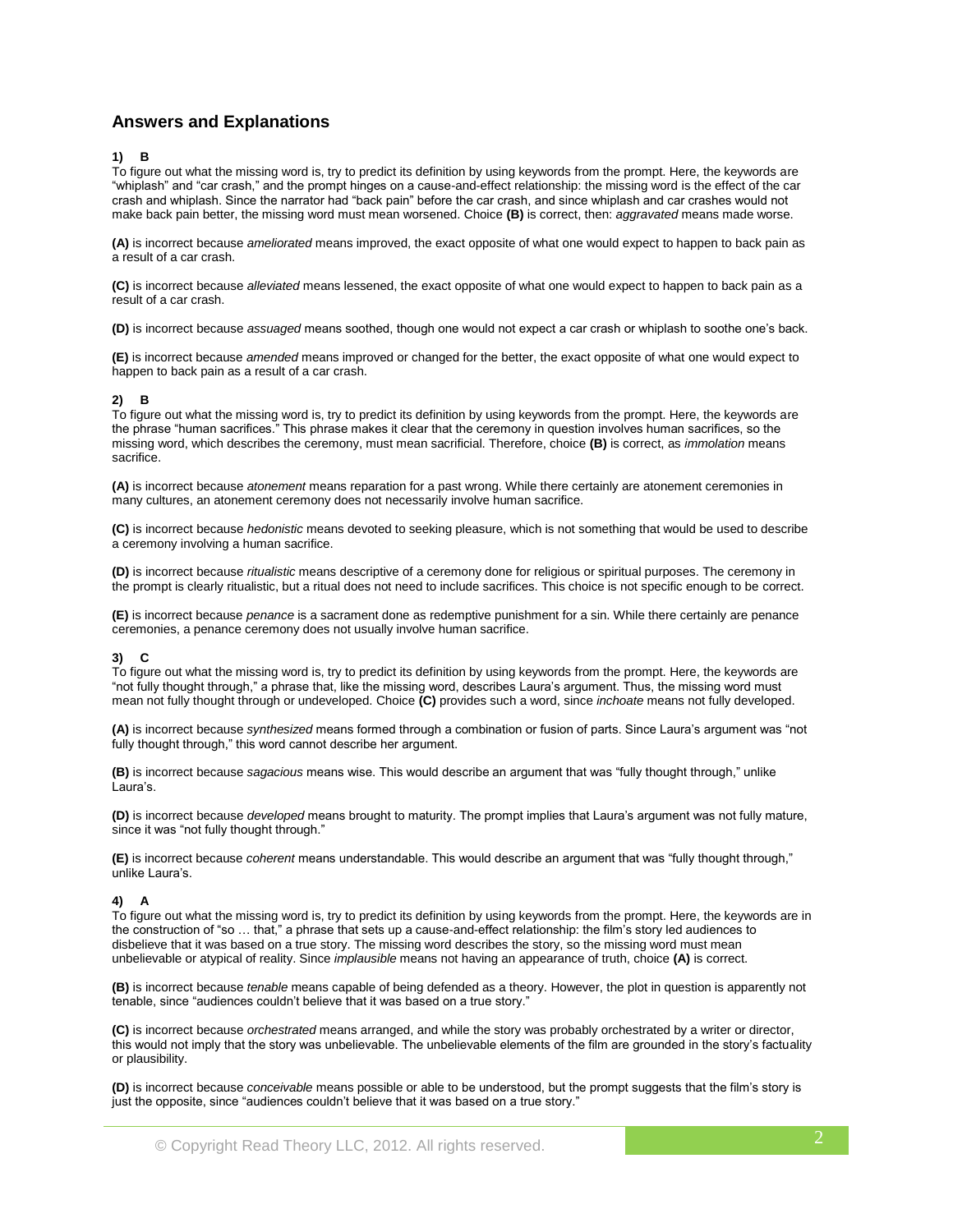## Answers and Explanations

**1) B**

To figure out what the missing word is, try to predict its definition by using keywords from the prompt. Here, the keywords are "whiplash" and "car crash," and the prompt hinges on a cause-and-effect relationship: the missing word is the effect of the car crash and whiplash. Since the narrator had "back pain" before the car crash, and since whiplash and car crashes would not make back pain better, the missing word must mean worsened. Choice **(B)** is correct, then: *aggravated* means made worse.

**(A)** is incorrect because *ameliorated* means improved, the exact opposite of what one would expect to happen to back pain as a result of a car crash.

**(C)** is incorrect because *alleviated* means lessened, the exact opposite of what one would expect to happen to back pain as a result of a car crash.

**(D)** is incorrect because *assuaged* means soothed, though one would not expect a car crash or whiplash to soothe one's back.

**(E)** is incorrect because *amended* means improved or changed for the better, the exact opposite of what one would expect to happen to back pain as a result of a car crash.

**2) B**

To figure out what the missing word is, try to predict its definition by using keywords from the prompt. Here, the keywords are the phrase "human sacrifices." This phrase makes it clear that the ceremony in question involves human sacrifices, so the missing word, which describes the ceremony, must mean sacrificial. Therefore, choice **(B)** is correct, as *immolation* means sacrifice.

**(A)** is incorrect because *atonement* means reparation for a past wrong. While there certainly are atonement ceremonies in many cultures, an atonement ceremony does not necessarily involve human sacrifice.

**(C)** is incorrect because *hedonistic* means devoted to seeking pleasure, which is not something that would be used to describe a ceremony involving a human sacrifice.

**(D)** is incorrect because *ritualistic* means descriptive of a ceremony done for religious or spiritual purposes. The ceremony in the prompt is clearly ritualistic, but a ritual does not need to include sacrifices. This choice is not specific enough to be correct.

**(E)** is incorrect because *penance* is a sacrament done as redemptive punishment for a sin. While there certainly are penance ceremonies, a penance ceremony does not usually involve human sacrifice.

**3) C**

To figure out what the missing word is, try to predict its definition by using keywords from the prompt. Here, the keywords are "not fully thought through," a phrase that, like the missing word, describes Laura's argument. Thus, the missing word must mean not fully thought through or undeveloped. Choice **(C)** provides such a word, since *inchoate* means not fully developed.

**(A)** is incorrect because *synthesized* means formed through a combination or fusion of parts. Since Laura's argument was "not fully thought through," this word cannot describe her argument.

**(B)** is incorrect because *sagacious* means wise. This would describe an argument that was "fully thought through," unlike Laura's.

**(D)** is incorrect because *developed* means brought to maturity. The prompt implies that Laura's argument was not fully mature, since it was "not fully thought through."

**(E)** is incorrect because *coherent* means understandable. This would describe an argument that was "fully thought through," unlike Laura's.

**4) A**

To figure out what the missing word is, try to predict its definition by using keywords from the prompt. Here, the keywords are in the construction of "so … that," a phrase that sets up a cause-and-effect relationship: the film's story led audiences to disbelieve that it was based on a true story. The missing word describes the story, so the missing word must mean unbelievable or atypical of reality. Since *implausible* means not having an appearance of truth, choice **(A)** is correct.

**(B)** is incorrect because *tenable* means capable of being defended as a theory. However, the plot in question is apparently not tenable, since "audiences couldn't believe that it was based on a true story."

**(C)** is incorrect because *orchestrated* means arranged, and while the story was probably orchestrated by a writer or director, this would not imply that the story was unbelievable. The unbelievable elements of the film are grounded in the story's factuality or plausibility.

**(D)** is incorrect because *conceivable* means possible or able to be understood, but the prompt suggests that the film's story is just the opposite, since "audiences couldn't believe that it was based on a true story."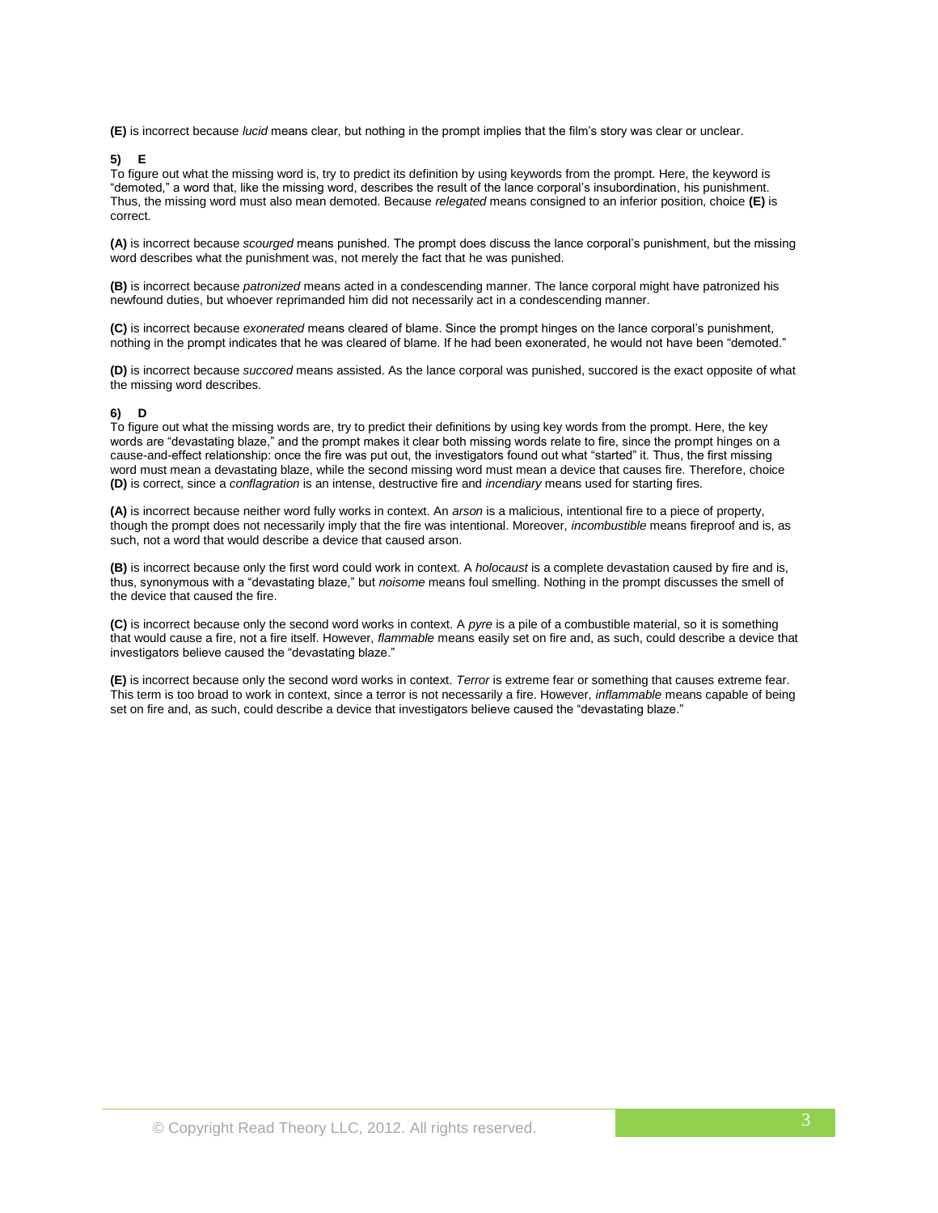**(E)** is incorrect because *lucid* means clear, but nothing in the prompt implies that the film's story was clear or unclear.

**5) E**

To figure out what the missing word is, try to predict its definition by using keywords from the prompt. Here, the keyword is "demoted," a word that, like the missing word, describes the result of the lance corporal's insubordination, his punishment. Thus, the missing word must also mean demoted. Because *relegated* means consigned to an inferior position, choice **(E)** is correct.

**(A)** is incorrect because *scourged* means punished. The prompt does discuss the lance corporal's punishment, but the missing word describes what the punishment was, not merely the fact that he was punished.

**(B)** is incorrect because *patronized* means acted in a condescending manner. The lance corporal might have patronized his newfound duties, but whoever reprimanded him did not necessarily act in a condescending manner.

**(C)** is incorrect because *exonerated* means cleared of blame. Since the prompt hinges on the lance corporal's punishment, nothing in the prompt indicates that he was cleared of blame. If he had been exonerated, he would not have been "demoted."

**(D)** is incorrect because *succored* means assisted. As the lance corporal was punished, succored is the exact opposite of what the missing word describes.

**6) D**

To figure out what the missing words are, try to predict their definitions by using key words from the prompt. Here, the key words are "devastating blaze," and the prompt makes it clear both missing words relate to fire, since the prompt hinges on a cause-and-effect relationship: once the fire was put out, the investigators found out what "started" it. Thus, the first missing word must mean a devastating blaze, while the second missing word must mean a device that causes fire. Therefore, choice **(D)** is correct, since a *conflagration* is an intense, destructive fire and *incendiary* means used for starting fires.

**(A)** is incorrect because neither word fully works in context. An *arson* is a malicious, intentional fire to a piece of property, though the prompt does not necessarily imply that the fire was intentional. Moreover, *incombustible* means fireproof and is, as such, not a word that would describe a device that caused arson.

**(B)** is incorrect because only the first word could work in context. A *holocaust* is a complete devastation caused by fire and is, thus, synonymous with a "devastating blaze," but *noisome* means foul smelling. Nothing in the prompt discusses the smell of the device that caused the fire.

**(C)** is incorrect because only the second word works in context. A *pyre* is a pile of a combustible material, so it is something that would cause a fire, not a fire itself. However, *flammable* means easily set on fire and, as such, could describe a device that investigators believe caused the "devastating blaze."

**(E)** is incorrect because only the second word works in context. *Terror* is extreme fear or something that causes extreme fear. This term is too broad to work in context, since a terror is not necessarily a fire. However, *inflammable* means capable of being set on fire and, as such, could describe a device that investigators believe caused the "devastating blaze."